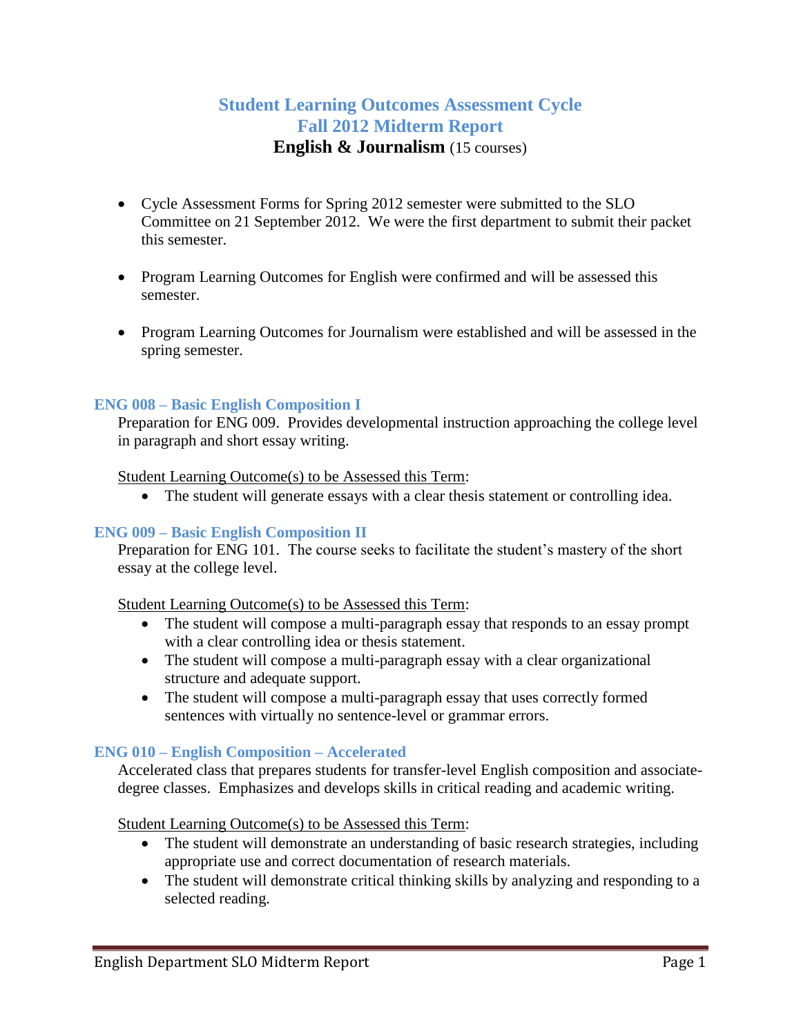# Student Learning Outcomes Assessment Cycle
# Fall 2012 Midterm Report
## English & Journalism (15 courses)

- Cycle Assessment Forms for Spring 2012 semester were submitted to the SLO Committee on 21 September 2012. We were the first department to submit their packet this semester.

- Program Learning Outcomes for English were confirmed and will be assessed this semester.

- Program Learning Outcomes for Journalism were established and will be assessed in the spring semester.

### ENG 008 – Basic English Composition I

Preparation for ENG 009. Provides developmental instruction approaching the college level in paragraph and short essay writing.

Student Learning Outcome(s) to be Assessed this Term:

- The student will generate essays with a clear thesis statement or controlling idea.

### ENG 009 – Basic English Composition II

Preparation for ENG 101. The course seeks to facilitate the student's mastery of the short essay at the college level.

Student Learning Outcome(s) to be Assessed this Term:

- The student will compose a multi-paragraph essay that responds to an essay prompt with a clear controlling idea or thesis statement.
- The student will compose a multi-paragraph essay with a clear organizational structure and adequate support.
- The student will compose a multi-paragraph essay that uses correctly formed sentences with virtually no sentence-level or grammar errors.

### ENG 010 – English Composition – Accelerated

Accelerated class that prepares students for transfer-level English composition and associate-degree classes. Emphasizes and develops skills in critical reading and academic writing.

Student Learning Outcome(s) to be Assessed this Term:

- The student will demonstrate an understanding of basic research strategies, including appropriate use and correct documentation of research materials.
- The student will demonstrate critical thinking skills by analyzing and responding to a selected reading.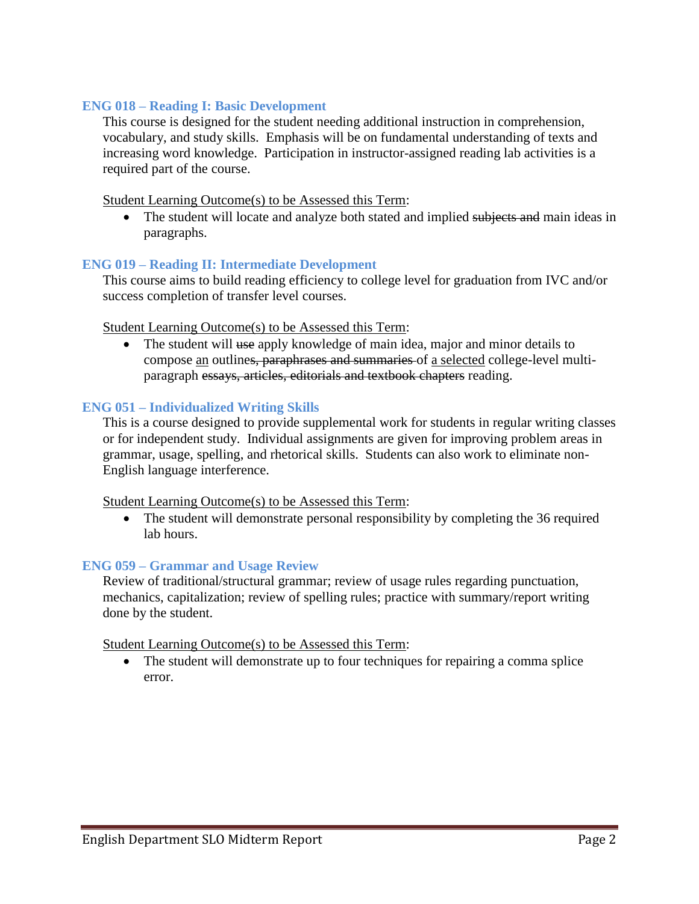### ENG 018 – Reading I: Basic Development

This course is designed for the student needing additional instruction in comprehension, vocabulary, and study skills. Emphasis will be on fundamental understanding of texts and increasing word knowledge. Participation in instructor-assigned reading lab activities is a required part of the course.

<u>Student Learning Outcome(s) to be Assessed this Term</u>:

- The student will locate and analyze both stated and implied ~~subjects and~~ main ideas in paragraphs.

### ENG 019 – Reading II: Intermediate Development

This course aims to build reading efficiency to college level for graduation from IVC and/or success completion of transfer level courses.

<u>Student Learning Outcome(s) to be Assessed this Term</u>:

- The student will ~~use~~ apply knowledge of main idea, major and minor details to compose <u>an</u> outline~~s, paraphrases and summaries~~ of <u>a selected</u> college-level multi-paragraph ~~essays, articles, editorials and textbook chapters~~ reading.

### ENG 051 – Individualized Writing Skills

This is a course designed to provide supplemental work for students in regular writing classes or for independent study. Individual assignments are given for improving problem areas in grammar, usage, spelling, and rhetorical skills. Students can also work to eliminate non-English language interference.

<u>Student Learning Outcome(s) to be Assessed this Term</u>:

- The student will demonstrate personal responsibility by completing the 36 required lab hours.

### ENG 059 – Grammar and Usage Review

Review of traditional/structural grammar; review of usage rules regarding punctuation, mechanics, capitalization; review of spelling rules; practice with summary/report writing done by the student.

<u>Student Learning Outcome(s) to be Assessed this Term</u>:

- The student will demonstrate up to four techniques for repairing a comma splice error.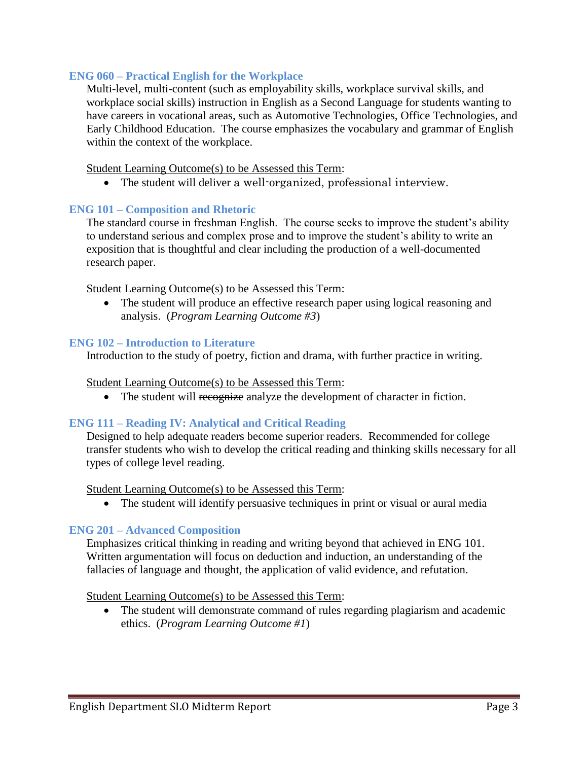### ENG 060 – Practical English for the Workplace

Multi-level, multi-content (such as employability skills, workplace survival skills, and workplace social skills) instruction in English as a Second Language for students wanting to have careers in vocational areas, such as Automotive Technologies, Office Technologies, and Early Childhood Education. The course emphasizes the vocabulary and grammar of English within the context of the workplace.

Student Learning Outcome(s) to be Assessed this Term:

- The student will deliver a well-organized, professional interview.

### ENG 101 – Composition and Rhetoric

The standard course in freshman English. The course seeks to improve the student's ability to understand serious and complex prose and to improve the student's ability to write an exposition that is thoughtful and clear including the production of a well-documented research paper.

Student Learning Outcome(s) to be Assessed this Term:

- The student will produce an effective research paper using logical reasoning and analysis. (*Program Learning Outcome #3*)

### ENG 102 – Introduction to Literature

Introduction to the study of poetry, fiction and drama, with further practice in writing.

Student Learning Outcome(s) to be Assessed this Term:

- The student will ~~recognize~~ analyze the development of character in fiction.

### ENG 111 – Reading IV: Analytical and Critical Reading

Designed to help adequate readers become superior readers. Recommended for college transfer students who wish to develop the critical reading and thinking skills necessary for all types of college level reading.

Student Learning Outcome(s) to be Assessed this Term:

- The student will identify persuasive techniques in print or visual or aural media

### ENG 201 – Advanced Composition

Emphasizes critical thinking in reading and writing beyond that achieved in ENG 101. Written argumentation will focus on deduction and induction, an understanding of the fallacies of language and thought, the application of valid evidence, and refutation.

Student Learning Outcome(s) to be Assessed this Term:

- The student will demonstrate command of rules regarding plagiarism and academic ethics. (*Program Learning Outcome #1*)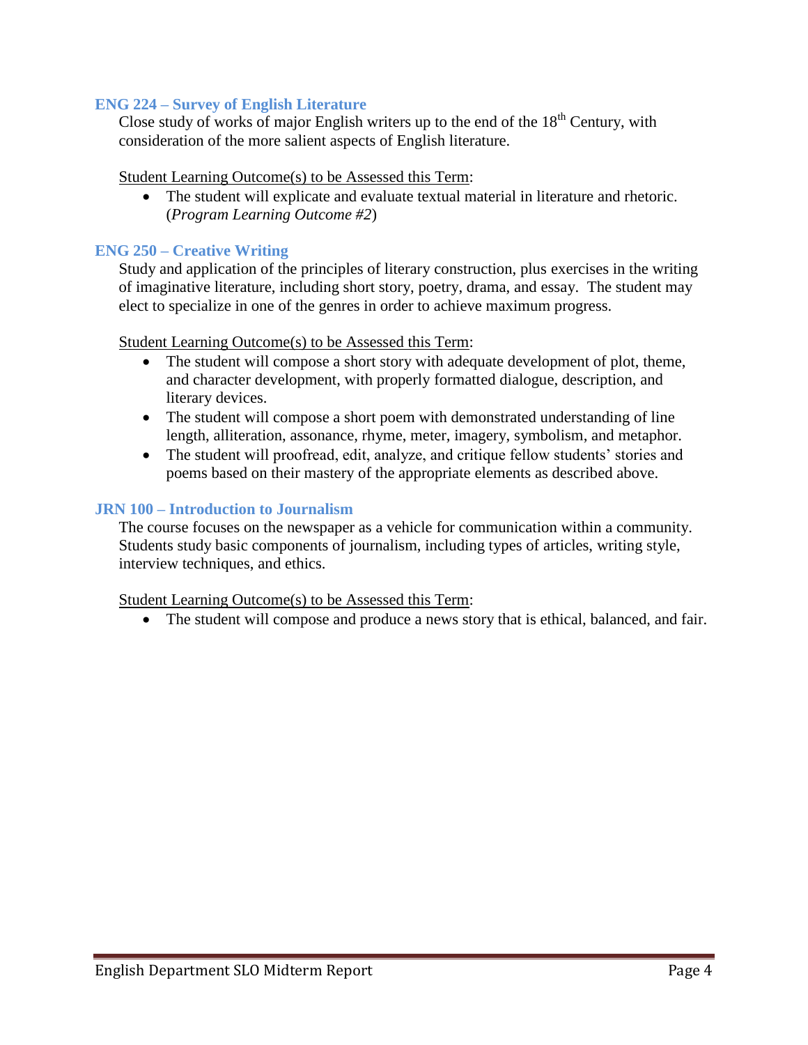### ENG 224 – Survey of English Literature

Close study of works of major English writers up to the end of the 18th Century, with consideration of the more salient aspects of English literature.

Student Learning Outcome(s) to be Assessed this Term:

- The student will explicate and evaluate textual material in literature and rhetoric. (*Program Learning Outcome #2*)

### ENG 250 – Creative Writing

Study and application of the principles of literary construction, plus exercises in the writing of imaginative literature, including short story, poetry, drama, and essay. The student may elect to specialize in one of the genres in order to achieve maximum progress.

Student Learning Outcome(s) to be Assessed this Term:

- The student will compose a short story with adequate development of plot, theme, and character development, with properly formatted dialogue, description, and literary devices.
- The student will compose a short poem with demonstrated understanding of line length, alliteration, assonance, rhyme, meter, imagery, symbolism, and metaphor.
- The student will proofread, edit, analyze, and critique fellow students' stories and poems based on their mastery of the appropriate elements as described above.

### JRN 100 – Introduction to Journalism

The course focuses on the newspaper as a vehicle for communication within a community. Students study basic components of journalism, including types of articles, writing style, interview techniques, and ethics.

Student Learning Outcome(s) to be Assessed this Term:

- The student will compose and produce a news story that is ethical, balanced, and fair.